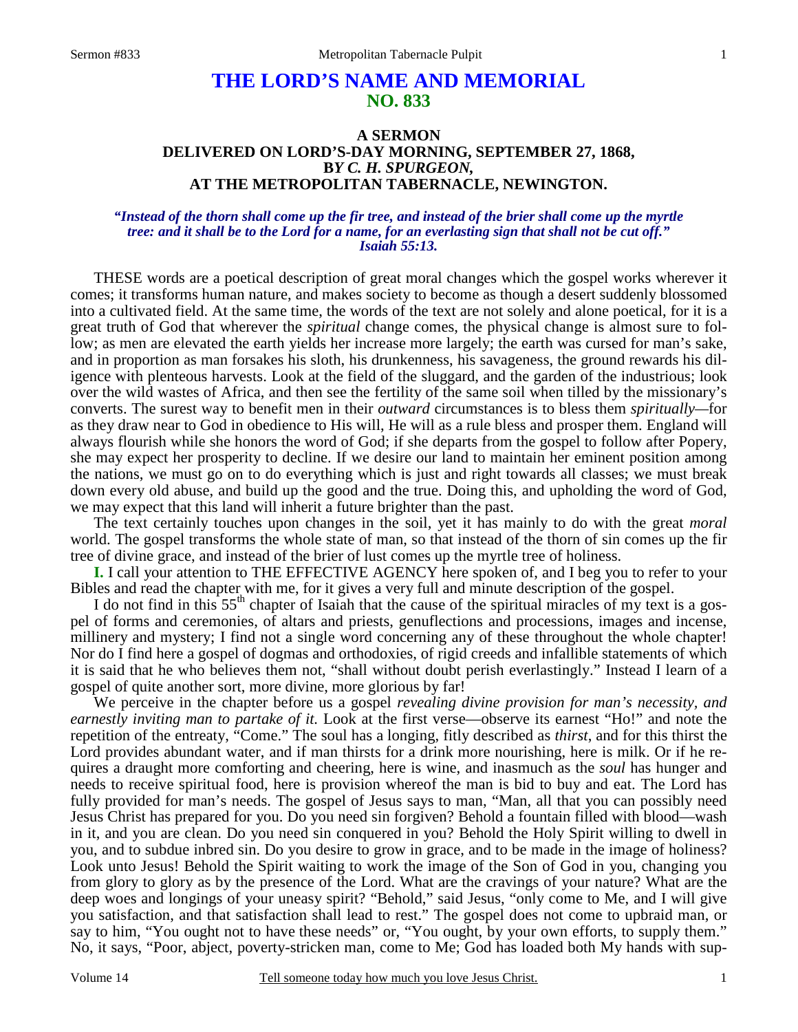# THE LORD'S NAME AND MEMORIAL
## NO. 833

### A SERMON
### DELIVERED ON LORD'S-DAY MORNING, SEPTEMBER 27, 1868,
### BY *C. H. SPURGEON,*
### AT THE METROPOLITAN TABERNACLE, NEWINGTON.

***"Instead of the thorn shall come up the fir tree, and instead of the brier shall come up the myrtle tree: and it shall be to the Lord for a name, for an everlasting sign that shall not be cut off." Isaiah 55:13.***

THESE words are a poetical description of great moral changes which the gospel works wherever it comes; it transforms human nature, and makes society to become as though a desert suddenly blossomed into a cultivated field. At the same time, the words of the text are not solely and alone poetical, for it is a great truth of God that wherever the *spiritual* change comes, the physical change is almost sure to follow; as men are elevated the earth yields her increase more largely; the earth was cursed for man's sake, and in proportion as man forsakes his sloth, his drunkenness, his savageness, the ground rewards his diligence with plenteous harvests. Look at the field of the sluggard, and the garden of the industrious; look over the wild wastes of Africa, and then see the fertility of the same soil when tilled by the missionary's converts. The surest way to benefit men in their *outward* circumstances is to bless them *spiritually*—for as they draw near to God in obedience to His will, He will as a rule bless and prosper them. England will always flourish while she honors the word of God; if she departs from the gospel to follow after Popery, she may expect her prosperity to decline. If we desire our land to maintain her eminent position among the nations, we must go on to do everything which is just and right towards all classes; we must break down every old abuse, and build up the good and the true. Doing this, and upholding the word of God, we may expect that this land will inherit a future brighter than the past.

The text certainly touches upon changes in the soil, yet it has mainly to do with the great *moral* world. The gospel transforms the whole state of man, so that instead of the thorn of sin comes up the fir tree of divine grace, and instead of the brier of lust comes up the myrtle tree of holiness.

**I.** I call your attention to THE EFFECTIVE AGENCY here spoken of, and I beg you to refer to your Bibles and read the chapter with me, for it gives a very full and minute description of the gospel.

I do not find in this 55th chapter of Isaiah that the cause of the spiritual miracles of my text is a gospel of forms and ceremonies, of altars and priests, genuflections and processions, images and incense, millinery and mystery; I find not a single word concerning any of these throughout the whole chapter! Nor do I find here a gospel of dogmas and orthodoxies, of rigid creeds and infallible statements of which it is said that he who believes them not, "shall without doubt perish everlastingly." Instead I learn of a gospel of quite another sort, more divine, more glorious by far!

We perceive in the chapter before us a gospel *revealing divine provision for man's necessity, and earnestly inviting man to partake of it.* Look at the first verse—observe its earnest "Ho!" and note the repetition of the entreaty, "Come." The soul has a longing, fitly described as *thirst*, and for this thirst the Lord provides abundant water, and if man thirsts for a drink more nourishing, here is milk. Or if he requires a draught more comforting and cheering, here is wine, and inasmuch as the *soul* has hunger and needs to receive spiritual food, here is provision whereof the man is bid to buy and eat. The Lord has fully provided for man's needs. The gospel of Jesus says to man, "Man, all that you can possibly need Jesus Christ has prepared for you. Do you need sin forgiven? Behold a fountain filled with blood—wash in it, and you are clean. Do you need sin conquered in you? Behold the Holy Spirit willing to dwell in you, and to subdue inbred sin. Do you desire to grow in grace, and to be made in the image of holiness? Look unto Jesus! Behold the Spirit waiting to work the image of the Son of God in you, changing you from glory to glory as by the presence of the Lord. What are the cravings of your nature? What are the deep woes and longings of your uneasy spirit? "Behold," said Jesus, "only come to Me, and I will give you satisfaction, and that satisfaction shall lead to rest." The gospel does not come to upbraid man, or say to him, "You ought not to have these needs" or, "You ought, by your own efforts, to supply them." No, it says, "Poor, abject, poverty-stricken man, come to Me; God has loaded both My hands with sup-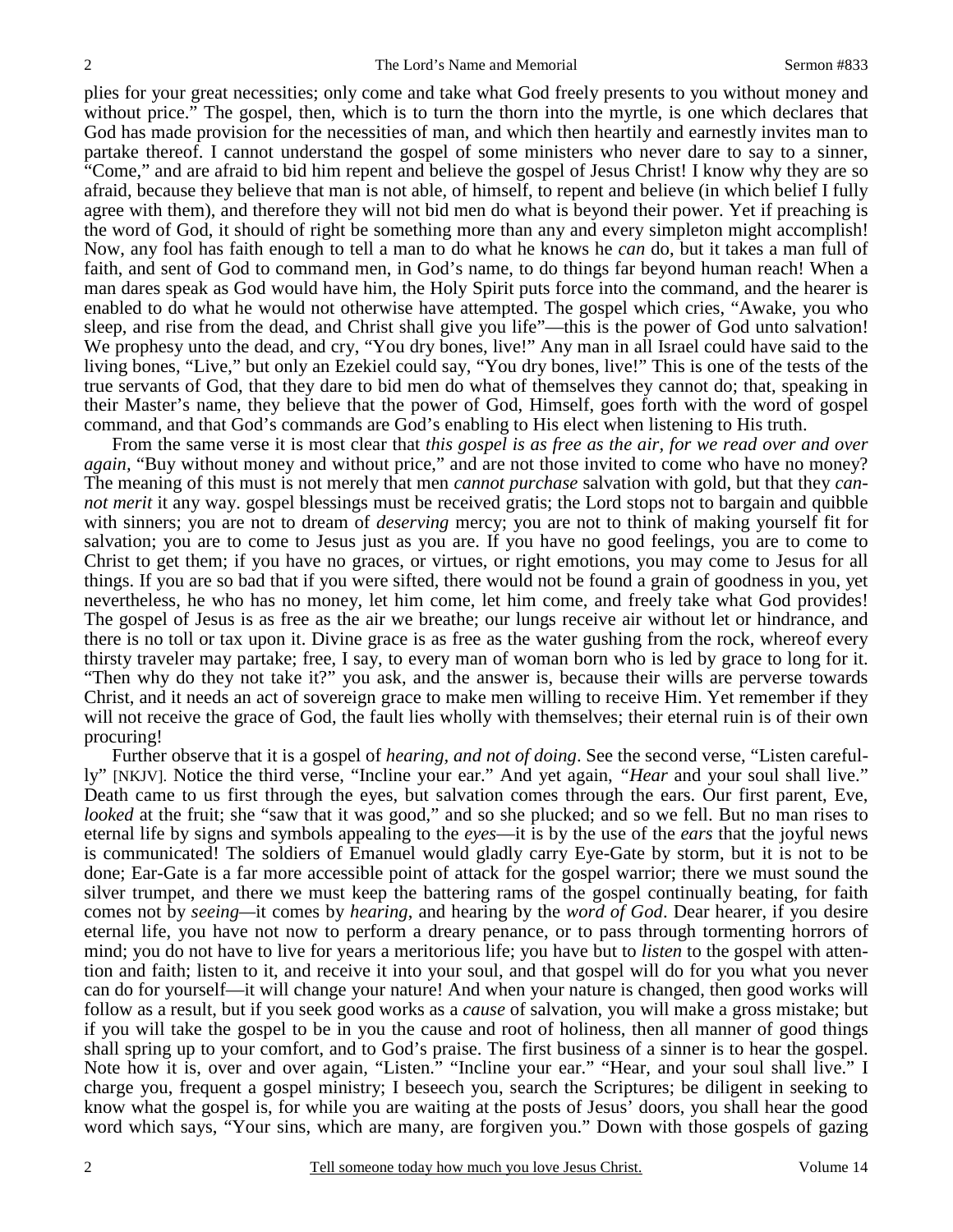plies for your great necessities; only come and take what God freely presents to you without money and without price." The gospel, then, which is to turn the thorn into the myrtle, is one which declares that God has made provision for the necessities of man, and which then heartily and earnestly invites man to partake thereof. I cannot understand the gospel of some ministers who never dare to say to a sinner, "Come," and are afraid to bid him repent and believe the gospel of Jesus Christ! I know why they are so afraid, because they believe that man is not able, of himself, to repent and believe (in which belief I fully agree with them), and therefore they will not bid men do what is beyond their power. Yet if preaching is the word of God, it should of right be something more than any and every simpleton might accomplish! Now, any fool has faith enough to tell a man to do what he knows he *can* do, but it takes a man full of faith, and sent of God to command men, in God's name, to do things far beyond human reach! When a man dares speak as God would have him, the Holy Spirit puts force into the command, and the hearer is enabled to do what he would not otherwise have attempted. The gospel which cries, "Awake, you who sleep, and rise from the dead, and Christ shall give you life"—this is the power of God unto salvation! We prophesy unto the dead, and cry, "You dry bones, live!" Any man in all Israel could have said to the living bones, "Live," but only an Ezekiel could say, "You dry bones, live!" This is one of the tests of the true servants of God, that they dare to bid men do what of themselves they cannot do; that, speaking in their Master's name, they believe that the power of God, Himself, goes forth with the word of gospel command, and that God's commands are God's enabling to His elect when listening to His truth.

From the same verse it is most clear that *this gospel is as free as the air, for we read over and over again,* "Buy without money and without price," and are not those invited to come who have no money? The meaning of this must is not merely that men *cannot purchase* salvation with gold, but that they *cannot merit* it any way. gospel blessings must be received gratis; the Lord stops not to bargain and quibble with sinners; you are not to dream of *deserving* mercy; you are not to think of making yourself fit for salvation; you are to come to Jesus just as you are. If you have no good feelings, you are to come to Christ to get them; if you have no graces, or virtues, or right emotions, you may come to Jesus for all things. If you are so bad that if you were sifted, there would not be found a grain of goodness in you, yet nevertheless, he who has no money, let him come, let him come, and freely take what God provides! The gospel of Jesus is as free as the air we breathe; our lungs receive air without let or hindrance, and there is no toll or tax upon it. Divine grace is as free as the water gushing from the rock, whereof every thirsty traveler may partake; free, I say, to every man of woman born who is led by grace to long for it. "Then why do they not take it?" you ask, and the answer is, because their wills are perverse towards Christ, and it needs an act of sovereign grace to make men willing to receive Him. Yet remember if they will not receive the grace of God, the fault lies wholly with themselves; their eternal ruin is of their own procuring!

Further observe that it is a gospel of *hearing, and not of doing*. See the second verse, "Listen carefully" [NKJV]. Notice the third verse, "Incline your ear." And yet again, "*Hear* and your soul shall live." Death came to us first through the eyes, but salvation comes through the ears. Our first parent, Eve, *looked* at the fruit; she "saw that it was good," and so she plucked; and so we fell. But no man rises to eternal life by signs and symbols appealing to the *eyes*—it is by the use of the *ears* that the joyful news is communicated! The soldiers of Emanuel would gladly carry Eye-Gate by storm, but it is not to be done; Ear-Gate is a far more accessible point of attack for the gospel warrior; there we must sound the silver trumpet, and there we must keep the battering rams of the gospel continually beating, for faith comes not by *seeing*—it comes by *hearing,* and hearing by the *word of God*. Dear hearer, if you desire eternal life, you have not now to perform a dreary penance, or to pass through tormenting horrors of mind; you do not have to live for years a meritorious life; you have but to *listen* to the gospel with attention and faith; listen to it, and receive it into your soul, and that gospel will do for you what you never can do for yourself—it will change your nature! And when your nature is changed, then good works will follow as a result, but if you seek good works as a *cause* of salvation, you will make a gross mistake; but if you will take the gospel to be in you the cause and root of holiness, then all manner of good things shall spring up to your comfort, and to God's praise. The first business of a sinner is to hear the gospel. Note how it is, over and over again, "Listen." "Incline your ear." "Hear, and your soul shall live." I charge you, frequent a gospel ministry; I beseech you, search the Scriptures; be diligent in seeking to know what the gospel is, for while you are waiting at the posts of Jesus' doors, you shall hear the good word which says, "Your sins, which are many, are forgiven you." Down with those gospels of gazing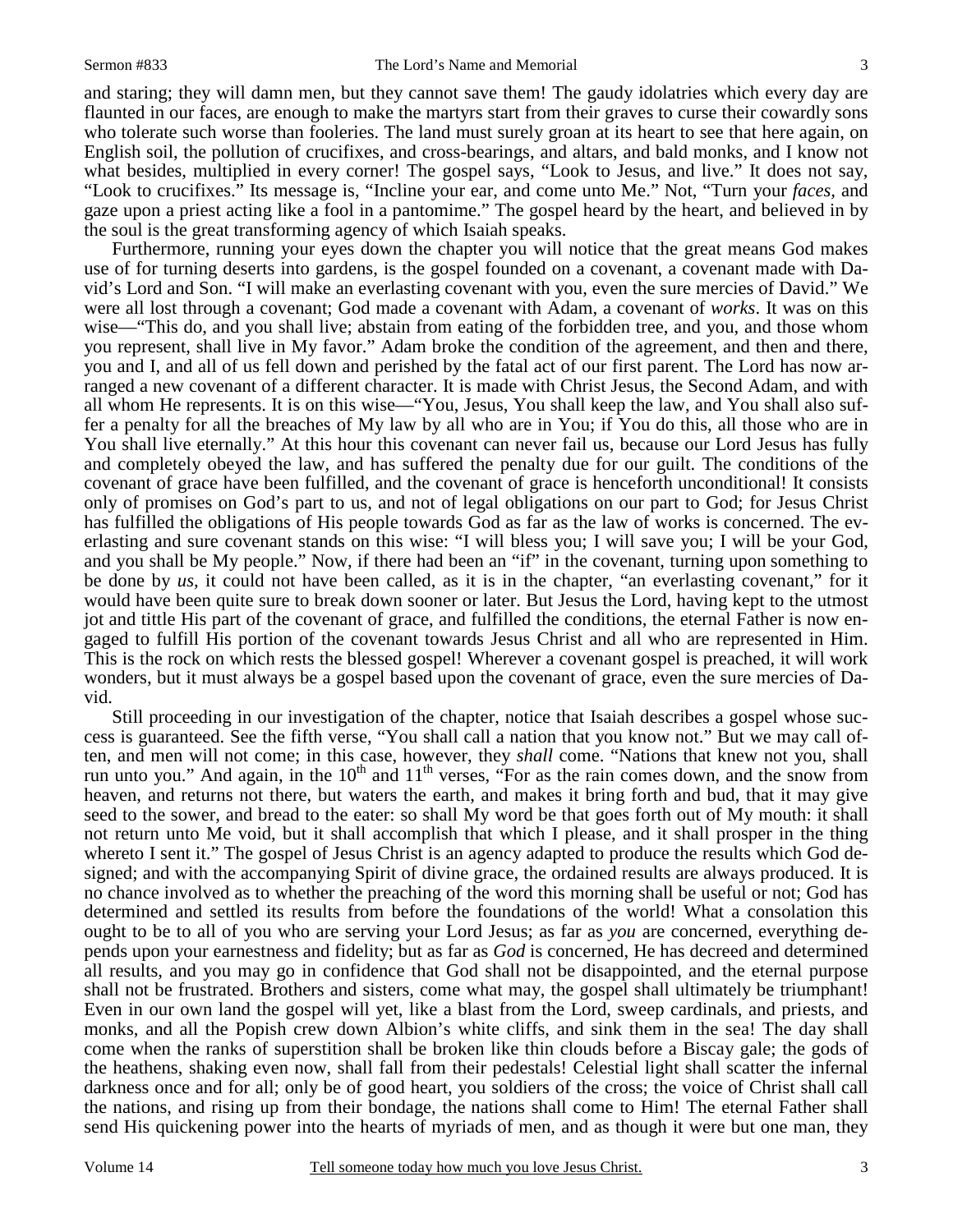and staring; they will damn men, but they cannot save them! The gaudy idolatries which every day are flaunted in our faces, are enough to make the martyrs start from their graves to curse their cowardly sons who tolerate such worse than fooleries. The land must surely groan at its heart to see that here again, on English soil, the pollution of crucifixes, and cross-bearings, and altars, and bald monks, and I know not what besides, multiplied in every corner! The gospel says, "Look to Jesus, and live." It does not say, "Look to crucifixes." Its message is, "Incline your ear, and come unto Me." Not, "Turn your *faces*, and gaze upon a priest acting like a fool in a pantomime." The gospel heard by the heart, and believed in by the soul is the great transforming agency of which Isaiah speaks.

Furthermore, running your eyes down the chapter you will notice that the great means God makes use of for turning deserts into gardens, is the gospel founded on a covenant, a covenant made with David's Lord and Son. "I will make an everlasting covenant with you, even the sure mercies of David." We were all lost through a covenant; God made a covenant with Adam, a covenant of *works*. It was on this wise—"This do, and you shall live; abstain from eating of the forbidden tree, and you, and those whom you represent, shall live in My favor." Adam broke the condition of the agreement, and then and there, you and I, and all of us fell down and perished by the fatal act of our first parent. The Lord has now arranged a new covenant of a different character. It is made with Christ Jesus, the Second Adam, and with all whom He represents. It is on this wise—"You, Jesus, You shall keep the law, and You shall also suffer a penalty for all the breaches of My law by all who are in You; if You do this, all those who are in You shall live eternally." At this hour this covenant can never fail us, because our Lord Jesus has fully and completely obeyed the law, and has suffered the penalty due for our guilt. The conditions of the covenant of grace have been fulfilled, and the covenant of grace is henceforth unconditional! It consists only of promises on God's part to us, and not of legal obligations on our part to God; for Jesus Christ has fulfilled the obligations of His people towards God as far as the law of works is concerned. The everlasting and sure covenant stands on this wise: "I will bless you; I will save you; I will be your God, and you shall be My people." Now, if there had been an "if" in the covenant, turning upon something to be done by *us*, it could not have been called, as it is in the chapter, "an everlasting covenant," for it would have been quite sure to break down sooner or later. But Jesus the Lord, having kept to the utmost jot and tittle His part of the covenant of grace, and fulfilled the conditions, the eternal Father is now engaged to fulfill His portion of the covenant towards Jesus Christ and all who are represented in Him. This is the rock on which rests the blessed gospel! Wherever a covenant gospel is preached, it will work wonders, but it must always be a gospel based upon the covenant of grace, even the sure mercies of David.

Still proceeding in our investigation of the chapter, notice that Isaiah describes a gospel whose success is guaranteed. See the fifth verse, "You shall call a nation that you know not." But we may call often, and men will not come; in this case, however, they *shall* come. "Nations that knew not you, shall run unto you." And again, in the 10th and 11th verses, "For as the rain comes down, and the snow from heaven, and returns not there, but waters the earth, and makes it bring forth and bud, that it may give seed to the sower, and bread to the eater: so shall My word be that goes forth out of My mouth: it shall not return unto Me void, but it shall accomplish that which I please, and it shall prosper in the thing whereto I sent it." The gospel of Jesus Christ is an agency adapted to produce the results which God designed; and with the accompanying Spirit of divine grace, the ordained results are always produced. It is no chance involved as to whether the preaching of the word this morning shall be useful or not; God has determined and settled its results from before the foundations of the world! What a consolation this ought to be to all of you who are serving your Lord Jesus; as far as *you* are concerned, everything depends upon your earnestness and fidelity; but as far as *God* is concerned, He has decreed and determined all results, and you may go in confidence that God shall not be disappointed, and the eternal purpose shall not be frustrated. Brothers and sisters, come what may, the gospel shall ultimately be triumphant! Even in our own land the gospel will yet, like a blast from the Lord, sweep cardinals, and priests, and monks, and all the Popish crew down Albion's white cliffs, and sink them in the sea! The day shall come when the ranks of superstition shall be broken like thin clouds before a Biscay gale; the gods of the heathens, shaking even now, shall fall from their pedestals! Celestial light shall scatter the infernal darkness once and for all; only be of good heart, you soldiers of the cross; the voice of Christ shall call the nations, and rising up from their bondage, the nations shall come to Him! The eternal Father shall send His quickening power into the hearts of myriads of men, and as though it were but one man, they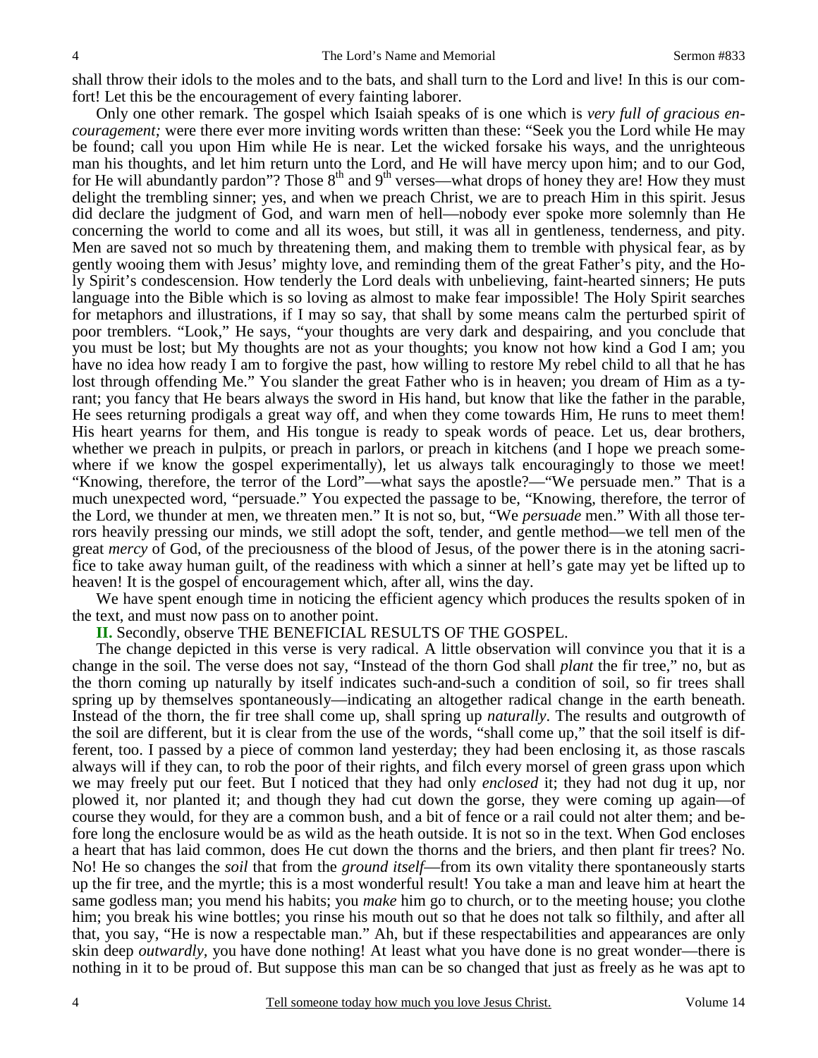shall throw their idols to the moles and to the bats, and shall turn to the Lord and live! In this is our comfort! Let this be the encouragement of every fainting laborer.

Only one other remark. The gospel which Isaiah speaks of is one which is *very full of gracious encouragement;* were there ever more inviting words written than these: "Seek you the Lord while He may be found; call you upon Him while He is near. Let the wicked forsake his ways, and the unrighteous man his thoughts, and let him return unto the Lord, and He will have mercy upon him; and to our God, for He will abundantly pardon"? Those 8th and 9th verses—what drops of honey they are! How they must delight the trembling sinner; yes, and when we preach Christ, we are to preach Him in this spirit. Jesus did declare the judgment of God, and warn men of hell—nobody ever spoke more solemnly than He concerning the world to come and all its woes, but still, it was all in gentleness, tenderness, and pity. Men are saved not so much by threatening them, and making them to tremble with physical fear, as by gently wooing them with Jesus' mighty love, and reminding them of the great Father's pity, and the Holy Spirit's condescension. How tenderly the Lord deals with unbelieving, faint-hearted sinners; He puts language into the Bible which is so loving as almost to make fear impossible! The Holy Spirit searches for metaphors and illustrations, if I may so say, that shall by some means calm the perturbed spirit of poor tremblers. "Look," He says, "your thoughts are very dark and despairing, and you conclude that you must be lost; but My thoughts are not as your thoughts; you know not how kind a God I am; you have no idea how ready I am to forgive the past, how willing to restore My rebel child to all that he has lost through offending Me." You slander the great Father who is in heaven; you dream of Him as a tyrant; you fancy that He bears always the sword in His hand, but know that like the father in the parable, He sees returning prodigals a great way off, and when they come towards Him, He runs to meet them! His heart yearns for them, and His tongue is ready to speak words of peace. Let us, dear brothers, whether we preach in pulpits, or preach in parlors, or preach in kitchens (and I hope we preach somewhere if we know the gospel experimentally), let us always talk encouragingly to those we meet! "Knowing, therefore, the terror of the Lord"—what says the apostle?—"We persuade men." That is a much unexpected word, "persuade." You expected the passage to be, "Knowing, therefore, the terror of the Lord, we thunder at men, we threaten men." It is not so, but, "We *persuade* men." With all those terrors heavily pressing our minds, we still adopt the soft, tender, and gentle method—we tell men of the great *mercy* of God, of the preciousness of the blood of Jesus, of the power there is in the atoning sacrifice to take away human guilt, of the readiness with which a sinner at hell's gate may yet be lifted up to heaven! It is the gospel of encouragement which, after all, wins the day.

We have spent enough time in noticing the efficient agency which produces the results spoken of in the text, and must now pass on to another point.

**II.** Secondly, observe THE BENEFICIAL RESULTS OF THE GOSPEL.

The change depicted in this verse is very radical. A little observation will convince you that it is a change in the soil. The verse does not say, "Instead of the thorn God shall *plant* the fir tree," no, but as the thorn coming up naturally by itself indicates such-and-such a condition of soil, so fir trees shall spring up by themselves spontaneously—indicating an altogether radical change in the earth beneath. Instead of the thorn, the fir tree shall come up, shall spring up *naturally*. The results and outgrowth of the soil are different, but it is clear from the use of the words, "shall come up," that the soil itself is different, too. I passed by a piece of common land yesterday; they had been enclosing it, as those rascals always will if they can, to rob the poor of their rights, and filch every morsel of green grass upon which we may freely put our feet. But I noticed that they had only *enclosed* it; they had not dug it up, nor plowed it, nor planted it; and though they had cut down the gorse, they were coming up again—of course they would, for they are a common bush, and a bit of fence or a rail could not alter them; and before long the enclosure would be as wild as the heath outside. It is not so in the text. When God encloses a heart that has laid common, does He cut down the thorns and the briers, and then plant fir trees? No. No! He so changes the *soil* that from the *ground itself*—from its own vitality there spontaneously starts up the fir tree, and the myrtle; this is a most wonderful result! You take a man and leave him at heart the same godless man; you mend his habits; you *make* him go to church, or to the meeting house; you clothe him; you break his wine bottles; you rinse his mouth out so that he does not talk so filthily, and after all that, you say, "He is now a respectable man." Ah, but if these respectabilities and appearances are only skin deep *outwardly,* you have done nothing! At least what you have done is no great wonder—there is nothing in it to be proud of. But suppose this man can be so changed that just as freely as he was apt to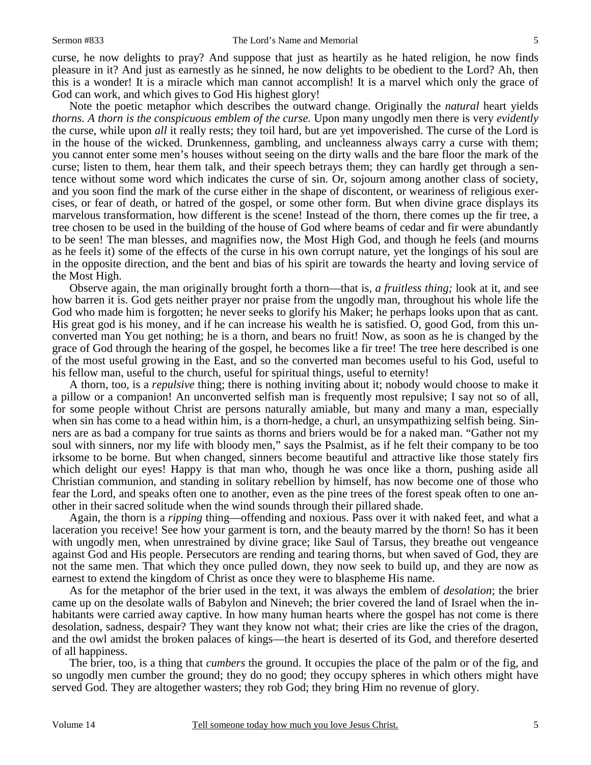curse, he now delights to pray? And suppose that just as heartily as he hated religion, he now finds pleasure in it? And just as earnestly as he sinned, he now delights to be obedient to the Lord? Ah, then this is a wonder! It is a miracle which man cannot accomplish! It is a marvel which only the grace of God can work, and which gives to God His highest glory!

Note the poetic metaphor which describes the outward change. Originally the *natural* heart yields *thorns*. *A thorn is the conspicuous emblem of the curse.* Upon many ungodly men there is very *evidently* the curse, while upon *all* it really rests; they toil hard, but are yet impoverished. The curse of the Lord is in the house of the wicked. Drunkenness, gambling, and uncleanness always carry a curse with them; you cannot enter some men's houses without seeing on the dirty walls and the bare floor the mark of the curse; listen to them, hear them talk, and their speech betrays them; they can hardly get through a sentence without some word which indicates the curse of sin. Or, sojourn among another class of society, and you soon find the mark of the curse either in the shape of discontent, or weariness of religious exercises, or fear of death, or hatred of the gospel, or some other form. But when divine grace displays its marvelous transformation, how different is the scene! Instead of the thorn, there comes up the fir tree, a tree chosen to be used in the building of the house of God where beams of cedar and fir were abundantly to be seen! The man blesses, and magnifies now, the Most High God, and though he feels (and mourns as he feels it) some of the effects of the curse in his own corrupt nature, yet the longings of his soul are in the opposite direction, and the bent and bias of his spirit are towards the hearty and loving service of the Most High.

Observe again, the man originally brought forth a thorn—that is, *a fruitless thing;* look at it, and see how barren it is. God gets neither prayer nor praise from the ungodly man, throughout his whole life the God who made him is forgotten; he never seeks to glorify his Maker; he perhaps looks upon that as cant. His great god is his money, and if he can increase his wealth he is satisfied. O, good God, from this unconverted man You get nothing; he is a thorn, and bears no fruit! Now, as soon as he is changed by the grace of God through the hearing of the gospel, he becomes like a fir tree! The tree here described is one of the most useful growing in the East, and so the converted man becomes useful to his God, useful to his fellow man, useful to the church, useful for spiritual things, useful to eternity!

A thorn, too, is a *repulsive* thing; there is nothing inviting about it; nobody would choose to make it a pillow or a companion! An unconverted selfish man is frequently most repulsive; I say not so of all, for some people without Christ are persons naturally amiable, but many and many a man, especially when sin has come to a head within him, is a thorn-hedge, a churl, an unsympathizing selfish being. Sinners are as bad a company for true saints as thorns and briers would be for a naked man. "Gather not my soul with sinners, nor my life with bloody men," says the Psalmist, as if he felt their company to be too irksome to be borne. But when changed, sinners become beautiful and attractive like those stately firs which delight our eyes! Happy is that man who, though he was once like a thorn, pushing aside all Christian communion, and standing in solitary rebellion by himself, has now become one of those who fear the Lord, and speaks often one to another, even as the pine trees of the forest speak often to one another in their sacred solitude when the wind sounds through their pillared shade.

Again, the thorn is a *ripping* thing—offending and noxious. Pass over it with naked feet, and what a laceration you receive! See how your garment is torn, and the beauty marred by the thorn! So has it been with ungodly men, when unrestrained by divine grace; like Saul of Tarsus, they breathe out vengeance against God and His people. Persecutors are rending and tearing thorns, but when saved of God, they are not the same men. That which they once pulled down, they now seek to build up, and they are now as earnest to extend the kingdom of Christ as once they were to blaspheme His name.

As for the metaphor of the brier used in the text, it was always the emblem of *desolation*; the brier came up on the desolate walls of Babylon and Nineveh; the brier covered the land of Israel when the inhabitants were carried away captive. In how many human hearts where the gospel has not come is there desolation, sadness, despair? They want they know not what; their cries are like the cries of the dragon, and the owl amidst the broken palaces of kings—the heart is deserted of its God, and therefore deserted of all happiness.

The brier, too, is a thing that *cumbers* the ground. It occupies the place of the palm or of the fig, and so ungodly men cumber the ground; they do no good; they occupy spheres in which others might have served God. They are altogether wasters; they rob God; they bring Him no revenue of glory.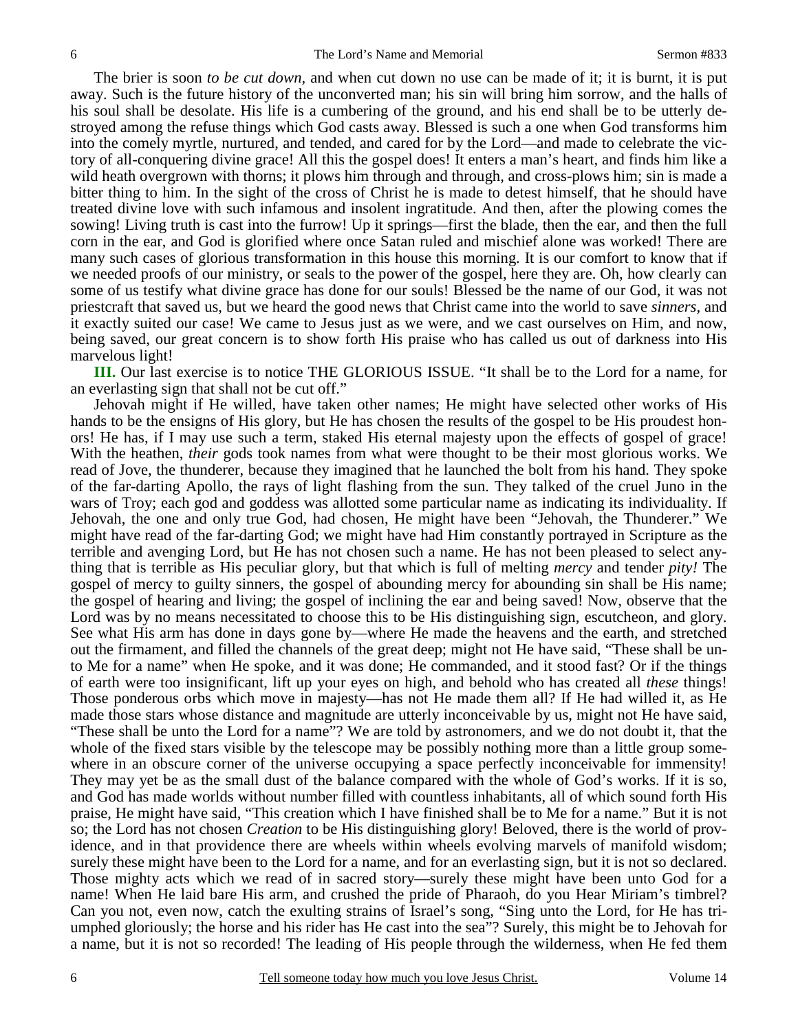The brier is soon *to be cut down,* and when cut down no use can be made of it; it is burnt, it is put away. Such is the future history of the unconverted man; his sin will bring him sorrow, and the halls of his soul shall be desolate. His life is a cumbering of the ground, and his end shall be to be utterly destroyed among the refuse things which God casts away. Blessed is such a one when God transforms him into the comely myrtle, nurtured, and tended, and cared for by the Lord—and made to celebrate the victory of all-conquering divine grace! All this the gospel does! It enters a man's heart, and finds him like a wild heath overgrown with thorns; it plows him through and through, and cross-plows him; sin is made a bitter thing to him. In the sight of the cross of Christ he is made to detest himself, that he should have treated divine love with such infamous and insolent ingratitude. And then, after the plowing comes the sowing! Living truth is cast into the furrow! Up it springs—first the blade, then the ear, and then the full corn in the ear, and God is glorified where once Satan ruled and mischief alone was worked! There are many such cases of glorious transformation in this house this morning. It is our comfort to know that if we needed proofs of our ministry, or seals to the power of the gospel, here they are. Oh, how clearly can some of us testify what divine grace has done for our souls! Blessed be the name of our God, it was not priestcraft that saved us, but we heard the good news that Christ came into the world to save *sinners,* and it exactly suited our case! We came to Jesus just as we were, and we cast ourselves on Him, and now, being saved, our great concern is to show forth His praise who has called us out of darkness into His marvelous light!

**III.** Our last exercise is to notice THE GLORIOUS ISSUE. "It shall be to the Lord for a name, for an everlasting sign that shall not be cut off."

Jehovah might if He willed, have taken other names; He might have selected other works of His hands to be the ensigns of His glory, but He has chosen the results of the gospel to be His proudest honors! He has, if I may use such a term, staked His eternal majesty upon the effects of gospel of grace! With the heathen, *their* gods took names from what were thought to be their most glorious works. We read of Jove, the thunderer, because they imagined that he launched the bolt from his hand. They spoke of the far-darting Apollo, the rays of light flashing from the sun. They talked of the cruel Juno in the wars of Troy; each god and goddess was allotted some particular name as indicating its individuality. If Jehovah, the one and only true God, had chosen, He might have been "Jehovah, the Thunderer." We might have read of the far-darting God; we might have had Him constantly portrayed in Scripture as the terrible and avenging Lord, but He has not chosen such a name. He has not been pleased to select anything that is terrible as His peculiar glory, but that which is full of melting *mercy* and tender *pity!* The gospel of mercy to guilty sinners, the gospel of abounding mercy for abounding sin shall be His name; the gospel of hearing and living; the gospel of inclining the ear and being saved! Now, observe that the Lord was by no means necessitated to choose this to be His distinguishing sign, escutcheon, and glory. See what His arm has done in days gone by—where He made the heavens and the earth, and stretched out the firmament, and filled the channels of the great deep; might not He have said, "These shall be unto Me for a name" when He spoke, and it was done; He commanded, and it stood fast? Or if the things of earth were too insignificant, lift up your eyes on high, and behold who has created all *these* things! Those ponderous orbs which move in majesty—has not He made them all? If He had willed it, as He made those stars whose distance and magnitude are utterly inconceivable by us, might not He have said, "These shall be unto the Lord for a name"? We are told by astronomers, and we do not doubt it, that the whole of the fixed stars visible by the telescope may be possibly nothing more than a little group somewhere in an obscure corner of the universe occupying a space perfectly inconceivable for immensity! They may yet be as the small dust of the balance compared with the whole of God's works. If it is so, and God has made worlds without number filled with countless inhabitants, all of which sound forth His praise, He might have said, "This creation which I have finished shall be to Me for a name." But it is not so; the Lord has not chosen *Creation* to be His distinguishing glory! Beloved, there is the world of providence, and in that providence there are wheels within wheels evolving marvels of manifold wisdom; surely these might have been to the Lord for a name, and for an everlasting sign, but it is not so declared. Those mighty acts which we read of in sacred story—surely these might have been unto God for a name! When He laid bare His arm, and crushed the pride of Pharaoh, do you Hear Miriam's timbrel? Can you not, even now, catch the exulting strains of Israel's song, "Sing unto the Lord, for He has triumphed gloriously; the horse and his rider has He cast into the sea"? Surely, this might be to Jehovah for a name, but it is not so recorded! The leading of His people through the wilderness, when He fed them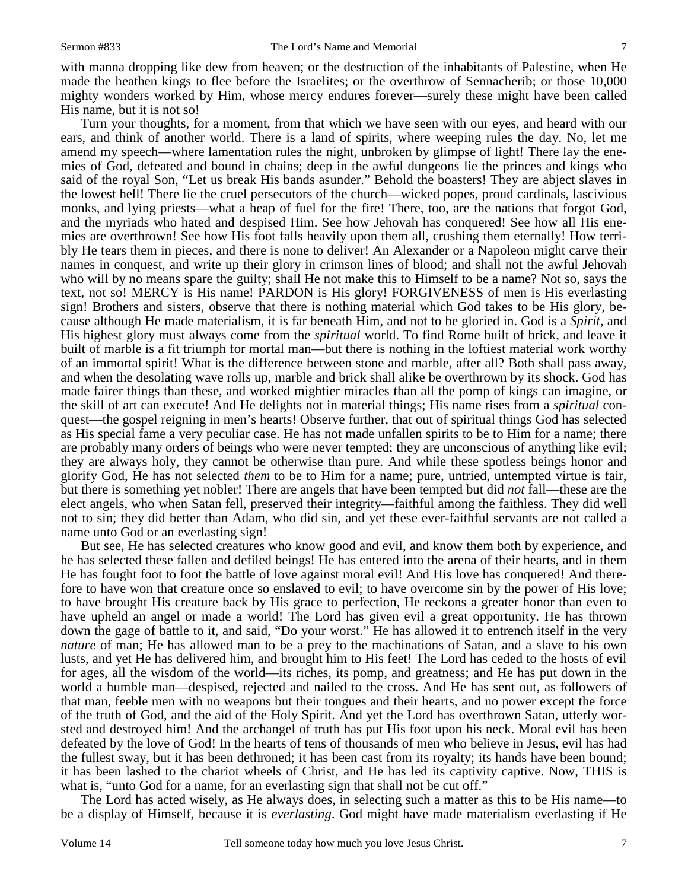with manna dropping like dew from heaven; or the destruction of the inhabitants of Palestine, when He made the heathen kings to flee before the Israelites; or the overthrow of Sennacherib; or those 10,000 mighty wonders worked by Him, whose mercy endures forever—surely these might have been called His name, but it is not so!

Turn your thoughts, for a moment, from that which we have seen with our eyes, and heard with our ears, and think of another world. There is a land of spirits, where weeping rules the day. No, let me amend my speech—where lamentation rules the night, unbroken by glimpse of light! There lay the enemies of God, defeated and bound in chains; deep in the awful dungeons lie the princes and kings who said of the royal Son, "Let us break His bands asunder." Behold the boasters! They are abject slaves in the lowest hell! There lie the cruel persecutors of the church—wicked popes, proud cardinals, lascivious monks, and lying priests—what a heap of fuel for the fire! There, too, are the nations that forgot God, and the myriads who hated and despised Him. See how Jehovah has conquered! See how all His enemies are overthrown! See how His foot falls heavily upon them all, crushing them eternally! How terribly He tears them in pieces, and there is none to deliver! An Alexander or a Napoleon might carve their names in conquest, and write up their glory in crimson lines of blood; and shall not the awful Jehovah who will by no means spare the guilty; shall He not make this to Himself to be a name? Not so, says the text, not so! MERCY is His name! PARDON is His glory! FORGIVENESS of men is His everlasting sign! Brothers and sisters, observe that there is nothing material which God takes to be His glory, because although He made materialism, it is far beneath Him, and not to be gloried in. God is a *Spirit*, and His highest glory must always come from the *spiritual* world. To find Rome built of brick, and leave it built of marble is a fit triumph for mortal man—but there is nothing in the loftiest material work worthy of an immortal spirit! What is the difference between stone and marble, after all? Both shall pass away, and when the desolating wave rolls up, marble and brick shall alike be overthrown by its shock. God has made fairer things than these, and worked mightier miracles than all the pomp of kings can imagine, or the skill of art can execute! And He delights not in material things; His name rises from a *spiritual* conquest—the gospel reigning in men's hearts! Observe further, that out of spiritual things God has selected as His special fame a very peculiar case. He has not made unfallen spirits to be to Him for a name; there are probably many orders of beings who were never tempted; they are unconscious of anything like evil; they are always holy, they cannot be otherwise than pure. And while these spotless beings honor and glorify God, He has not selected *them* to be to Him for a name; pure, untried, untempted virtue is fair, but there is something yet nobler! There are angels that have been tempted but did *not* fall—these are the elect angels, who when Satan fell, preserved their integrity—faithful among the faithless. They did well not to sin; they did better than Adam, who did sin, and yet these ever-faithful servants are not called a name unto God or an everlasting sign!

But see, He has selected creatures who know good and evil, and know them both by experience, and he has selected these fallen and defiled beings! He has entered into the arena of their hearts, and in them He has fought foot to foot the battle of love against moral evil! And His love has conquered! And therefore to have won that creature once so enslaved to evil; to have overcome sin by the power of His love; to have brought His creature back by His grace to perfection, He reckons a greater honor than even to have upheld an angel or made a world! The Lord has given evil a great opportunity. He has thrown down the gage of battle to it, and said, "Do your worst." He has allowed it to entrench itself in the very *nature* of man; He has allowed man to be a prey to the machinations of Satan, and a slave to his own lusts, and yet He has delivered him, and brought him to His feet! The Lord has ceded to the hosts of evil for ages, all the wisdom of the world—its riches, its pomp, and greatness; and He has put down in the world a humble man—despised, rejected and nailed to the cross. And He has sent out, as followers of that man, feeble men with no weapons but their tongues and their hearts, and no power except the force of the truth of God, and the aid of the Holy Spirit. And yet the Lord has overthrown Satan, utterly worsted and destroyed him! And the archangel of truth has put His foot upon his neck. Moral evil has been defeated by the love of God! In the hearts of tens of thousands of men who believe in Jesus, evil has had the fullest sway, but it has been dethroned; it has been cast from its royalty; its hands have been bound; it has been lashed to the chariot wheels of Christ, and He has led its captivity captive. Now, THIS is what is, "unto God for a name, for an everlasting sign that shall not be cut off."

The Lord has acted wisely, as He always does, in selecting such a matter as this to be His name—to be a display of Himself, because it is *everlasting*. God might have made materialism everlasting if He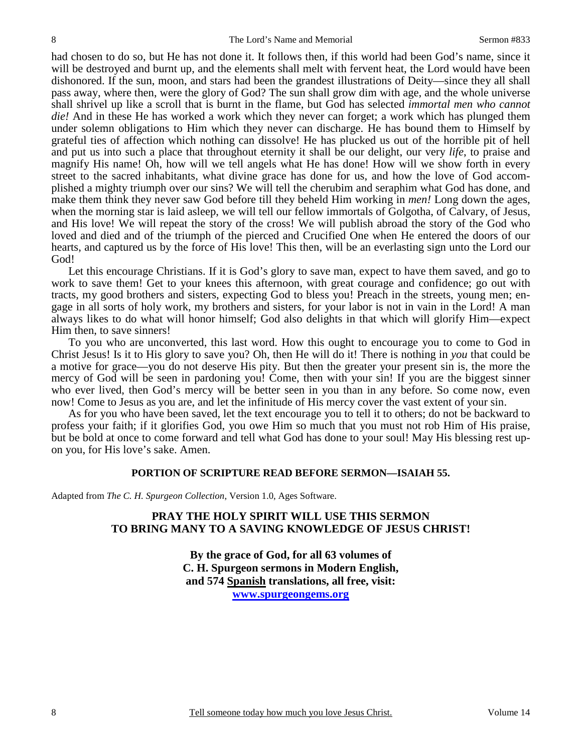had chosen to do so, but He has not done it. It follows then, if this world had been God's name, since it will be destroyed and burnt up, and the elements shall melt with fervent heat, the Lord would have been dishonored. If the sun, moon, and stars had been the grandest illustrations of Deity—since they all shall pass away, where then, were the glory of God? The sun shall grow dim with age, and the whole universe shall shrivel up like a scroll that is burnt in the flame, but God has selected *immortal men who cannot die!* And in these He has worked a work which they never can forget; a work which has plunged them under solemn obligations to Him which they never can discharge. He has bound them to Himself by grateful ties of affection which nothing can dissolve! He has plucked us out of the horrible pit of hell and put us into such a place that throughout eternity it shall be our delight, our very *life*, to praise and magnify His name! Oh, how will we tell angels what He has done! How will we show forth in every street to the sacred inhabitants, what divine grace has done for us, and how the love of God accomplished a mighty triumph over our sins? We will tell the cherubim and seraphim what God has done, and make them think they never saw God before till they beheld Him working in *men!* Long down the ages, when the morning star is laid asleep, we will tell our fellow immortals of Golgotha, of Calvary, of Jesus, and His love! We will repeat the story of the cross! We will publish abroad the story of the God who loved and died and of the triumph of the pierced and Crucified One when He entered the doors of our hearts, and captured us by the force of His love! This then, will be an everlasting sign unto the Lord our God!

Let this encourage Christians. If it is God's glory to save man, expect to have them saved, and go to work to save them! Get to your knees this afternoon, with great courage and confidence; go out with tracts, my good brothers and sisters, expecting God to bless you! Preach in the streets, young men; engage in all sorts of holy work, my brothers and sisters, for your labor is not in vain in the Lord! A man always likes to do what will honor himself; God also delights in that which will glorify Him—expect Him then, to save sinners!

To you who are unconverted, this last word. How this ought to encourage you to come to God in Christ Jesus! Is it to His glory to save you? Oh, then He will do it! There is nothing in *you* that could be a motive for grace—you do not deserve His pity. But then the greater your present sin is, the more the mercy of God will be seen in pardoning you! Come, then with your sin! If you are the biggest sinner who ever lived, then God's mercy will be better seen in you than in any before. So come now, even now! Come to Jesus as you are, and let the infinitude of His mercy cover the vast extent of your sin.

As for you who have been saved, let the text encourage you to tell it to others; do not be backward to profess your faith; if it glorifies God, you owe Him so much that you must not rob Him of His praise, but be bold at once to come forward and tell what God has done to your soul! May His blessing rest upon you, for His love's sake. Amen.

**PORTION OF SCRIPTURE READ BEFORE SERMON—ISAIAH 55.**

Adapted from *The C. H. Spurgeon Collection*, Version 1.0, Ages Software.

**PRAY THE HOLY SPIRIT WILL USE THIS SERMON TO BRING MANY TO A SAVING KNOWLEDGE OF JESUS CHRIST!**

**By the grace of God, for all 63 volumes of C. H. Spurgeon sermons in Modern English, and 574 Spanish translations, all free, visit: www.spurgeongems.org**